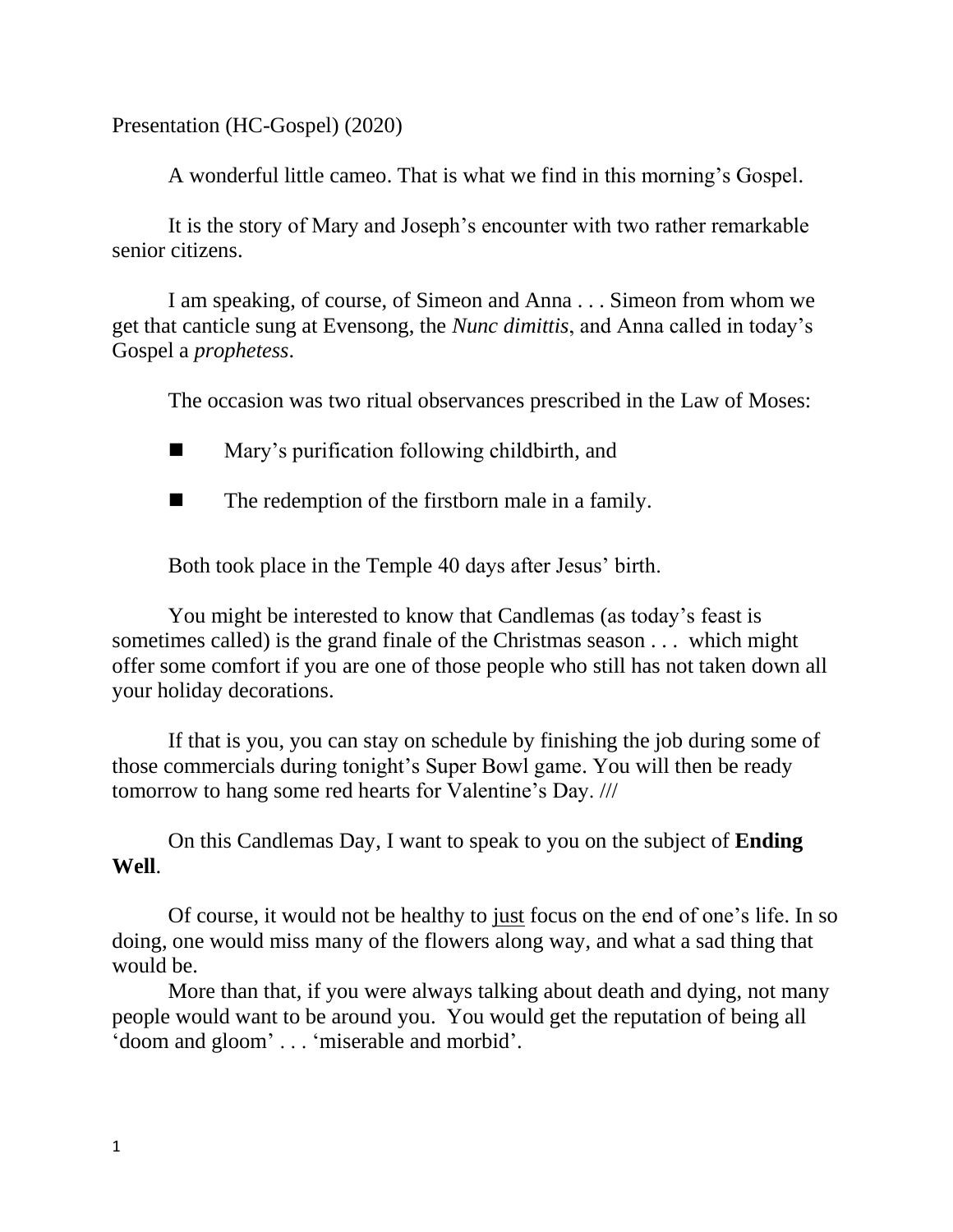Presentation (HC-Gospel) (2020)

A wonderful little cameo. That is what we find in this morning's Gospel.

It is the story of Mary and Joseph's encounter with two rather remarkable senior citizens.

I am speaking, of course, of Simeon and Anna . . . Simeon from whom we get that canticle sung at Evensong, the *Nunc dimittis*, and Anna called in today's Gospel a *prophetess*.

The occasion was two ritual observances prescribed in the Law of Moses:

- Mary's purification following childbirth, and
- The redemption of the firstborn male in a family.

Both took place in the Temple 40 days after Jesus' birth.

You might be interested to know that Candlemas (as today's feast is sometimes called) is the grand finale of the Christmas season . . . which might offer some comfort if you are one of those people who still has not taken down all your holiday decorations.

If that is you, you can stay on schedule by finishing the job during some of those commercials during tonight's Super Bowl game. You will then be ready tomorrow to hang some red hearts for Valentine's Day. ///

On this Candlemas Day, I want to speak to you on the subject of **Ending Well**.

Of course, it would not be healthy to <u>just</u> focus on the end of one's life. In so doing, one would miss many of the flowers along way, and what a sad thing that would be.

More than that, if you were always talking about death and dying, not many people would want to be around you. You would get the reputation of being all 'doom and gloom' . . . 'miserable and morbid'.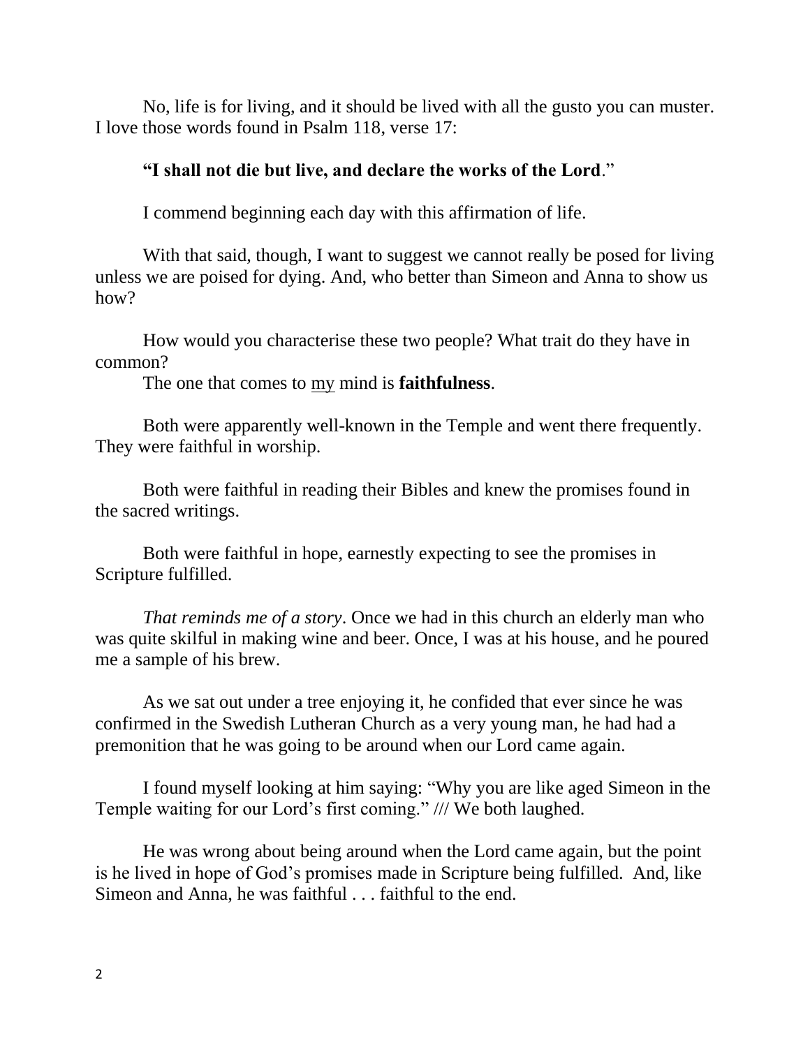No, life is for living, and it should be lived with all the gusto you can muster. I love those words found in Psalm 118, verse 17:

**"I shall not die but live, and declare the works of the Lord**."

I commend beginning each day with this affirmation of life.

With that said, though, I want to suggest we cannot really be posed for living unless we are poised for dying. And, who better than Simeon and Anna to show us how?

How would you characterise these two people? What trait do they have in common?
The one that comes to <u>my</u> mind is **faithfulness**.

Both were apparently well-known in the Temple and went there frequently. They were faithful in worship.

Both were faithful in reading their Bibles and knew the promises found in the sacred writings.

Both were faithful in hope, earnestly expecting to see the promises in Scripture fulfilled.

*That reminds me of a story*. Once we had in this church an elderly man who was quite skilful in making wine and beer. Once, I was at his house, and he poured me a sample of his brew.

As we sat out under a tree enjoying it, he confided that ever since he was confirmed in the Swedish Lutheran Church as a very young man, he had had a premonition that he was going to be around when our Lord came again.

I found myself looking at him saying: "Why you are like aged Simeon in the Temple waiting for our Lord's first coming." /// We both laughed.

He was wrong about being around when the Lord came again, but the point is he lived in hope of God's promises made in Scripture being fulfilled. And, like Simeon and Anna, he was faithful . . . faithful to the end.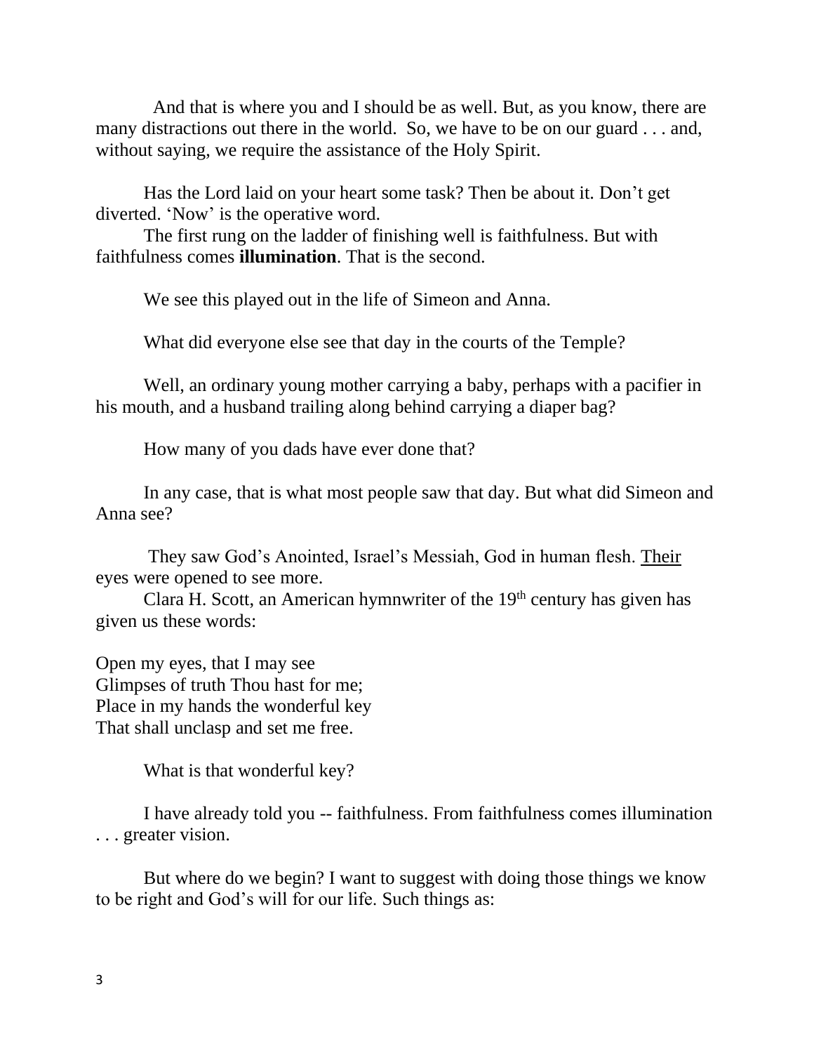And that is where you and I should be as well. But, as you know, there are many distractions out there in the world. So, we have to be on our guard . . . and, without saying, we require the assistance of the Holy Spirit.

Has the Lord laid on your heart some task? Then be about it. Don't get diverted. 'Now' is the operative word.

The first rung on the ladder of finishing well is faithfulness. But with faithfulness comes **illumination**. That is the second.

We see this played out in the life of Simeon and Anna.

What did everyone else see that day in the courts of the Temple?

Well, an ordinary young mother carrying a baby, perhaps with a pacifier in his mouth, and a husband trailing along behind carrying a diaper bag?

How many of you dads have ever done that?

In any case, that is what most people saw that day. But what did Simeon and Anna see?

They saw God's Anointed, Israel's Messiah, God in human flesh. <u>Their</u> eyes were opened to see more.

Clara H. Scott, an American hymnwriter of the 19th century has given has given us these words:

Open my eyes, that I may see
Glimpses of truth Thou hast for me;
Place in my hands the wonderful key
That shall unclasp and set me free.

What is that wonderful key?

I have already told you -- faithfulness. From faithfulness comes illumination . . . greater vision.

But where do we begin? I want to suggest with doing those things we know to be right and God's will for our life. Such things as: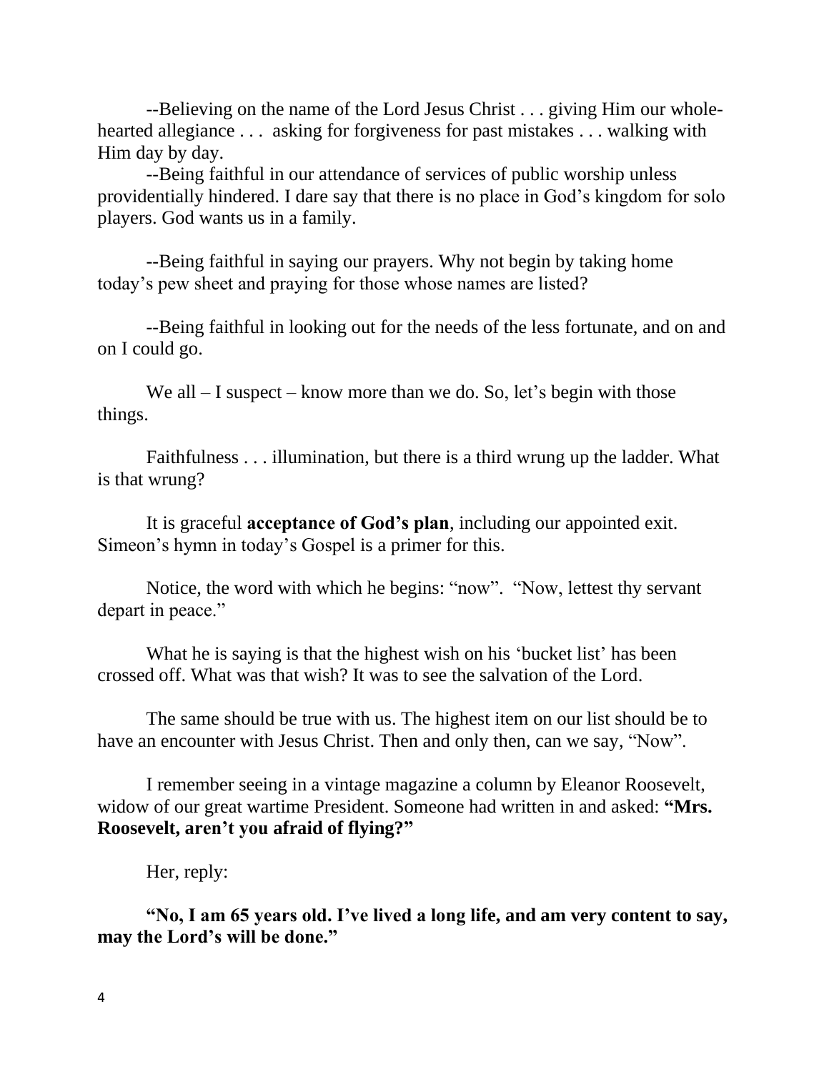--Believing on the name of the Lord Jesus Christ . . . giving Him our whole-hearted allegiance . . . asking for forgiveness for past mistakes . . . walking with Him day by day.

--Being faithful in our attendance of services of public worship unless providentially hindered. I dare say that there is no place in God's kingdom for solo players. God wants us in a family.

--Being faithful in saying our prayers. Why not begin by taking home today's pew sheet and praying for those whose names are listed?

--Being faithful in looking out for the needs of the less fortunate, and on and on I could go.

We all – I suspect – know more than we do. So, let's begin with those things.

Faithfulness . . . illumination, but there is a third wrung up the ladder. What is that wrung?

It is graceful **acceptance of God's plan**, including our appointed exit. Simeon's hymn in today's Gospel is a primer for this.

Notice, the word with which he begins: "now". "Now, lettest thy servant depart in peace."

What he is saying is that the highest wish on his 'bucket list' has been crossed off. What was that wish? It was to see the salvation of the Lord.

The same should be true with us. The highest item on our list should be to have an encounter with Jesus Christ. Then and only then, can we say, "Now".

I remember seeing in a vintage magazine a column by Eleanor Roosevelt, widow of our great wartime President. Someone had written in and asked: **"Mrs. Roosevelt, aren't you afraid of flying?"**

Her, reply:

**"No, I am 65 years old. I've lived a long life, and am very content to say, may the Lord's will be done."**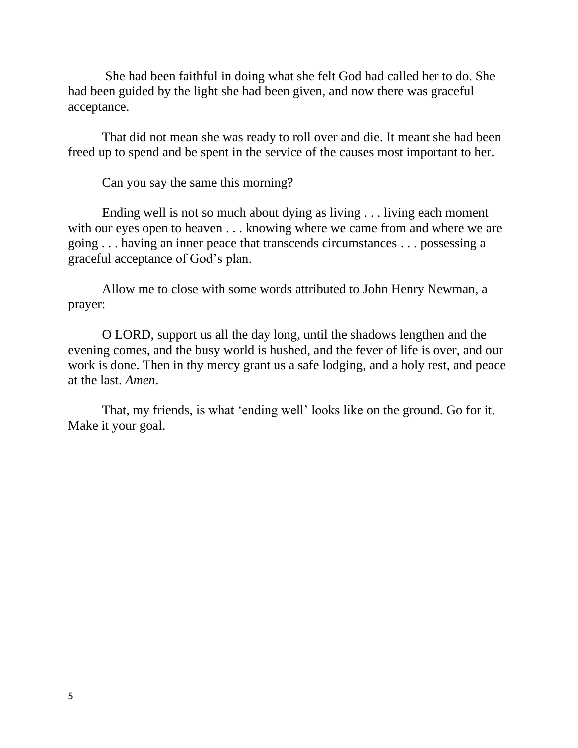She had been faithful in doing what she felt God had called her to do. She had been guided by the light she had been given, and now there was graceful acceptance.

That did not mean she was ready to roll over and die. It meant she had been freed up to spend and be spent in the service of the causes most important to her.

Can you say the same this morning?

Ending well is not so much about dying as living . . . living each moment with our eyes open to heaven . . . knowing where we came from and where we are going . . . having an inner peace that transcends circumstances . . . possessing a graceful acceptance of God's plan.

Allow me to close with some words attributed to John Henry Newman, a prayer:

O LORD, support us all the day long, until the shadows lengthen and the evening comes, and the busy world is hushed, and the fever of life is over, and our work is done. Then in thy mercy grant us a safe lodging, and a holy rest, and peace at the last. *Amen*.

That, my friends, is what 'ending well' looks like on the ground. Go for it. Make it your goal.